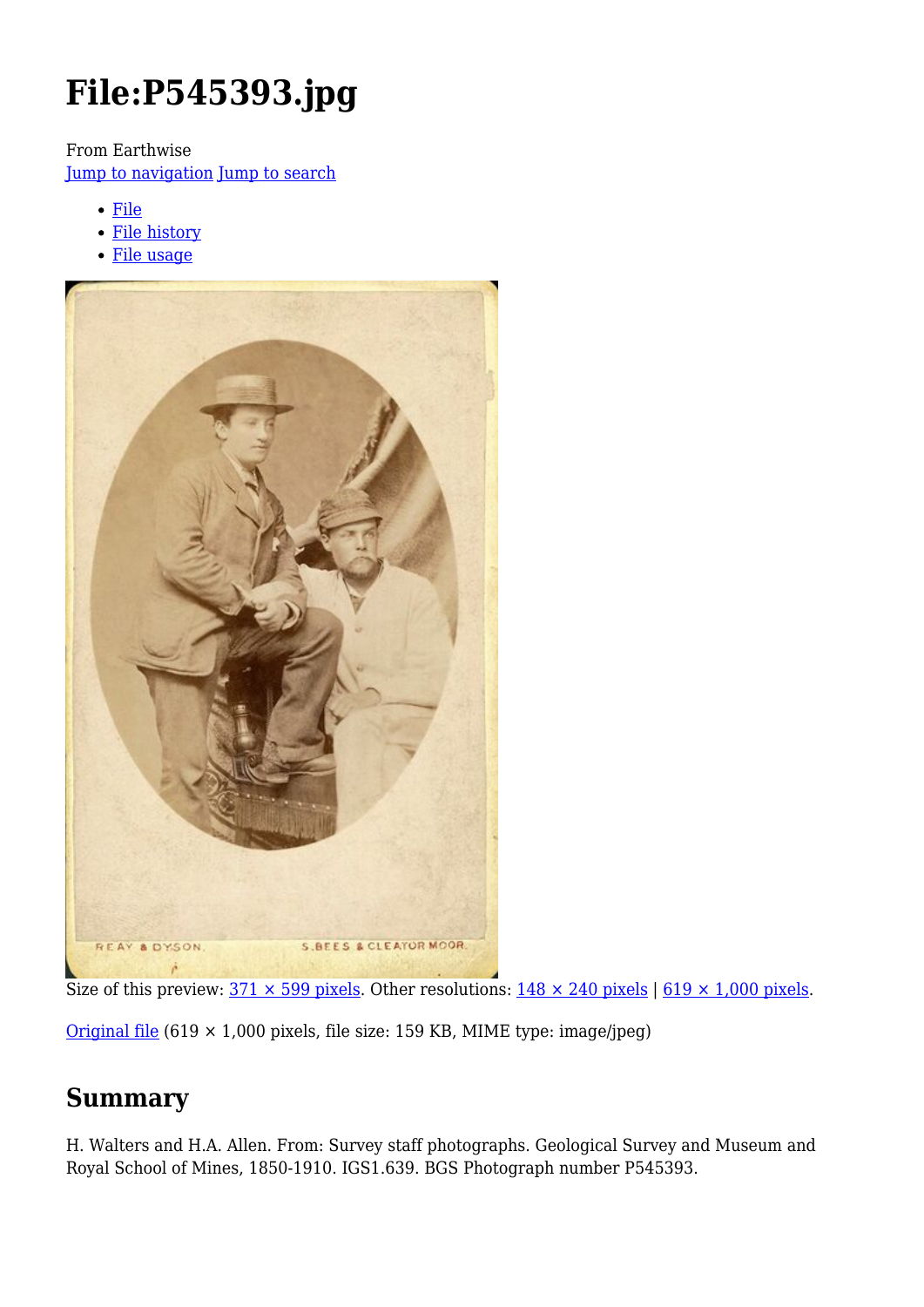# File:P545393.jpg

From Earthwise

Jump to navigation Jump to search

- File
- File history
- File usage

REAY & DYSON. S.BEES & CLEATOR MOOR.

Size of this preview: 371 × 599 pixels. Other resolutions: 148 × 240 pixels | 619 × 1,000 pixels.

Original file (619 × 1,000 pixels, file size: 159 KB, MIME type: image/jpeg)

## Summary

H. Walters and H.A. Allen. From: Survey staff photographs. Geological Survey and Museum and Royal School of Mines, 1850-1910. IGS1.639. BGS Photograph number P545393.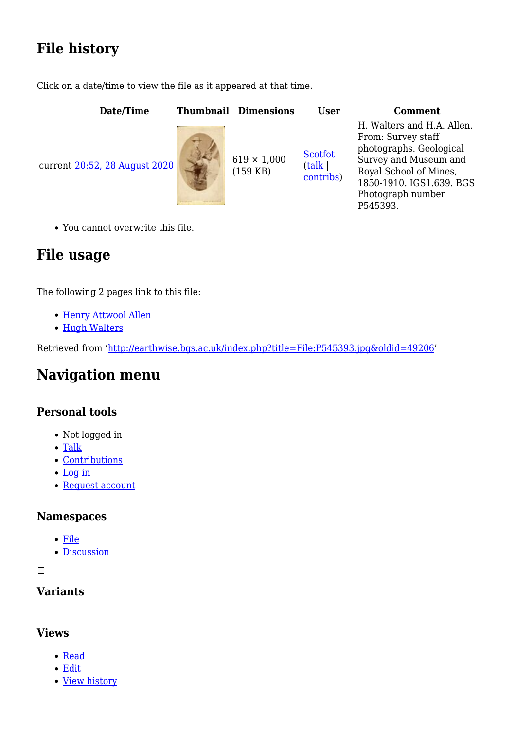## File history

Click on a date/time to view the file as it appeared at that time.

| Date/Time | Thumbnail | Dimensions | User | Comment |
|---|---|---|---|---|
| current 20:52, 28 August 2020 | | 619 × 1,000 (159 KB) | Scotfot (talk \| contribs) | H. Walters and H.A. Allen. From: Survey staff photographs. Geological Survey and Museum and Royal School of Mines, 1850-1910. IGS1.639. BGS Photograph number P545393. |

- You cannot overwrite this file.

## File usage

The following 2 pages link to this file:

- Henry Attwool Allen
- Hugh Walters

Retrieved from 'http://earthwise.bgs.ac.uk/index.php?title=File:P545393.jpg&oldid=49206'

## Navigation menu

### Personal tools

- Not logged in
- Talk
- Contributions
- Log in
- Request account

### Namespaces

- File
- Discussion

### Variants

### Views

- Read
- Edit
- View history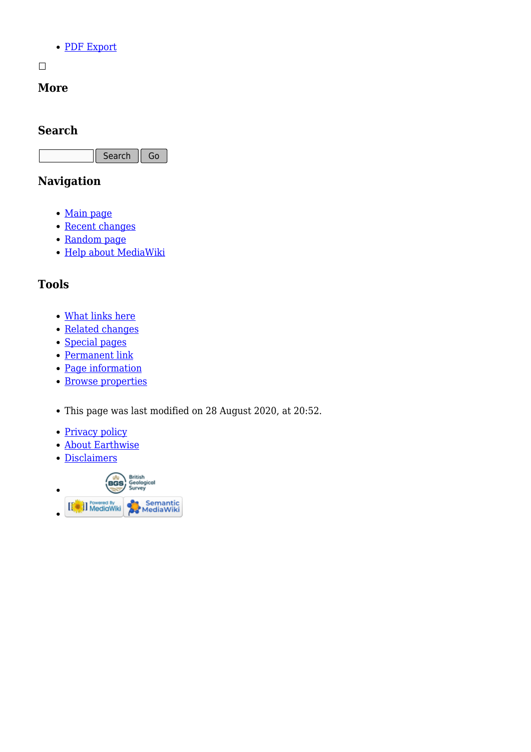- PDF Export

☐

## More

## Search

Search Go

## Navigation

- Main page
- Recent changes
- Random page
- Help about MediaWiki

## Tools

- What links here
- Related changes
- Special pages
- Permanent link
- Page information
- Browse properties

- This page was last modified on 28 August 2020, at 20:52.

- Privacy policy
- About Earthwise
- Disclaimers